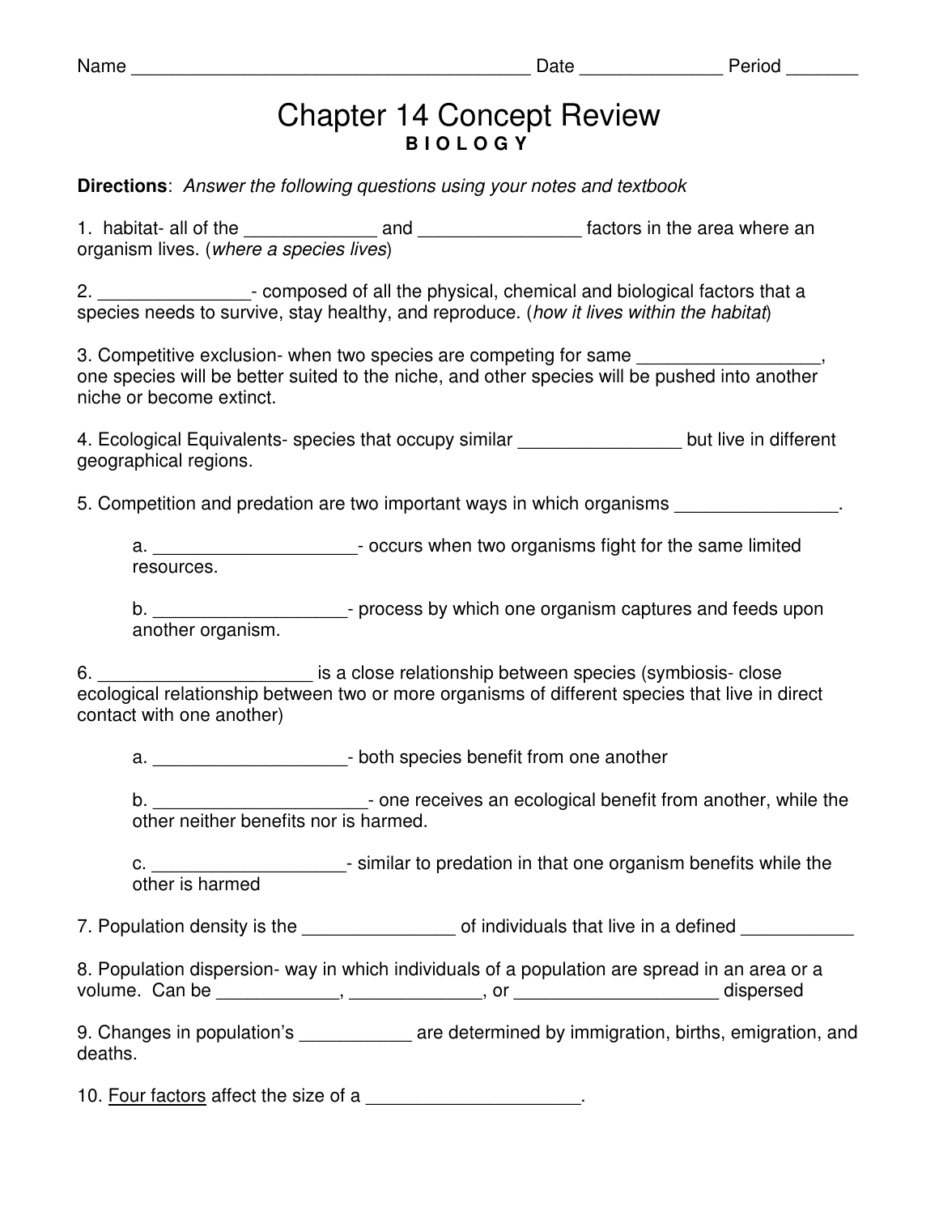Name ______________________________________ Date _____________ Period _______

# Chapter 14 Concept Review

**B I O L O G Y**

**Directions**: *Answer the following questions using your notes and textbook*

1. habitat- all of the _____________ and ________________ factors in the area where an organism lives. (*where a species lives*)

2. _______________- composed of all the physical, chemical and biological factors that a species needs to survive, stay healthy, and reproduce. (*how it lives within the habitat*)

3. Competitive exclusion- when two species are competing for same __________________, one species will be better suited to the niche, and other species will be pushed into another niche or become extinct.

4. Ecological Equivalents- species that occupy similar ________________ but live in different geographical regions.

5. Competition and predation are two important ways in which organisms ________________.

   a. ____________________- occurs when two organisms fight for the same limited resources.

   b. ___________________- process by which one organism captures and feeds upon another organism.

6. _____________________ is a close relationship between species (symbiosis- close ecological relationship between two or more organisms of different species that live in direct contact with one another)

   a. ___________________- both species benefit from one another

   b. _____________________- one receives an ecological benefit from another, while the other neither benefits nor is harmed.

   c. ___________________- similar to predation in that one organism benefits while the other is harmed

7. Population density is the _______________ of individuals that live in a defined ___________

8. Population dispersion- way in which individuals of a population are spread in an area or a volume. Can be ____________, _____________, or ____________________ dispersed

9. Changes in population's ___________ are determined by immigration, births, emigration, and deaths.

10. Four factors affect the size of a _____________________.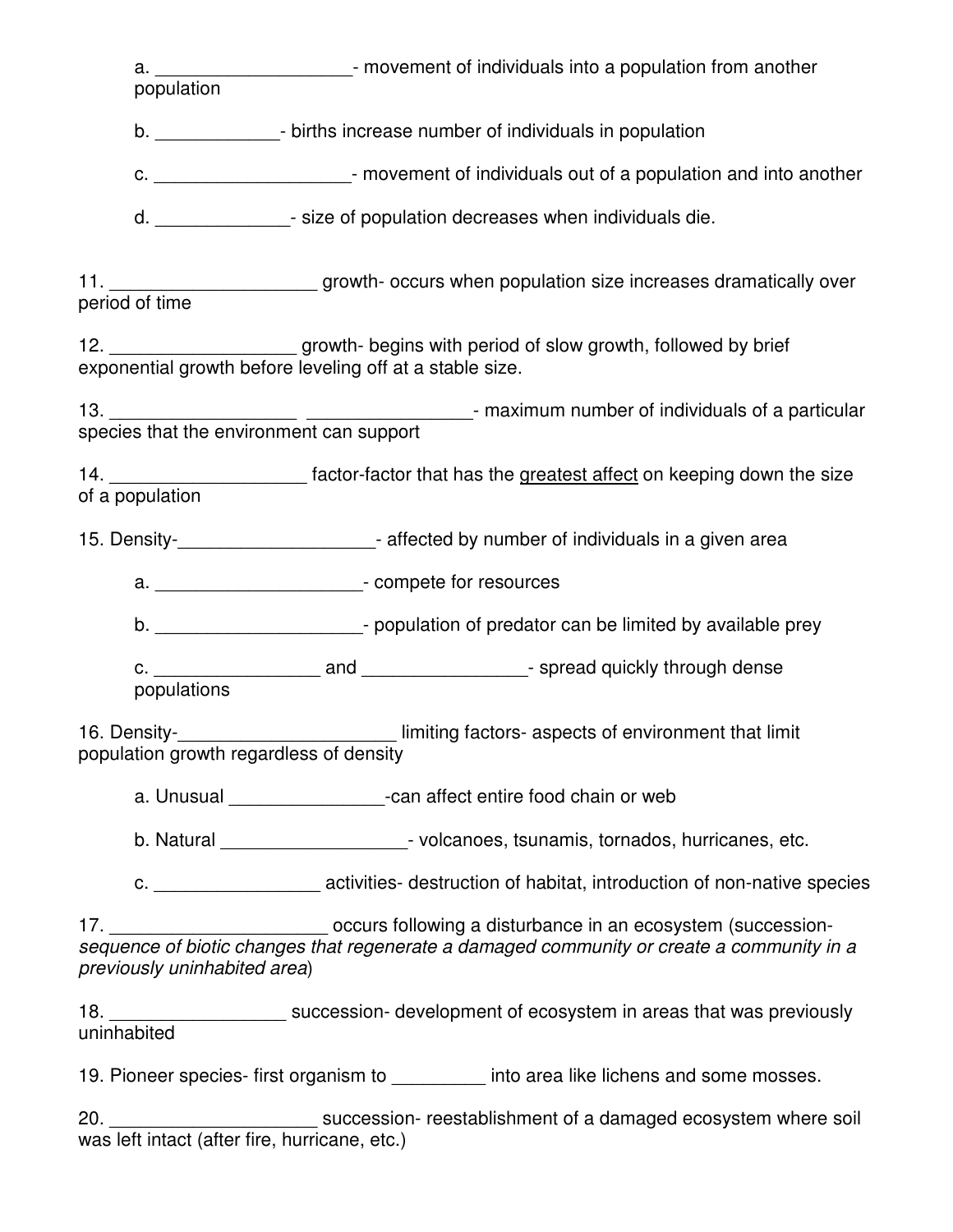a. ___________________- movement of individuals into a population from another population

b. ____________- births increase number of individuals in population

c. ___________________- movement of individuals out of a population and into another

d. _____________- size of population decreases when individuals die.

11. ____________________ growth- occurs when population size increases dramatically over period of time

12. __________________ growth- begins with period of slow growth, followed by brief exponential growth before leveling off at a stable size.

13. __________________ ________________- maximum number of individuals of a particular species that the environment can support

14. ___________________ factor-factor that has the greatest affect on keeping down the size of a population

15. Density-___________________- affected by number of individuals in a given area

a. ____________________- compete for resources

b. ____________________- population of predator can be limited by available prey

c. ________________ and ________________- spread quickly through dense populations

16. Density-_____________________ limiting factors- aspects of environment that limit population growth regardless of density

a. Unusual _______________-can affect entire food chain or web

b. Natural __________________- volcanoes, tsunamis, tornados, hurricanes, etc.

c. ________________ activities- destruction of habitat, introduction of non-native species

17. _____________________ occurs following a disturbance in an ecosystem (succession- *sequence of biotic changes that regenerate a damaged community or create a community in a previously uninhabited area*)

18. _________________ succession- development of ecosystem in areas that was previously uninhabited

19. Pioneer species- first organism to _________ into area like lichens and some mosses.

20. ____________________ succession- reestablishment of a damaged ecosystem where soil was left intact (after fire, hurricane, etc.)